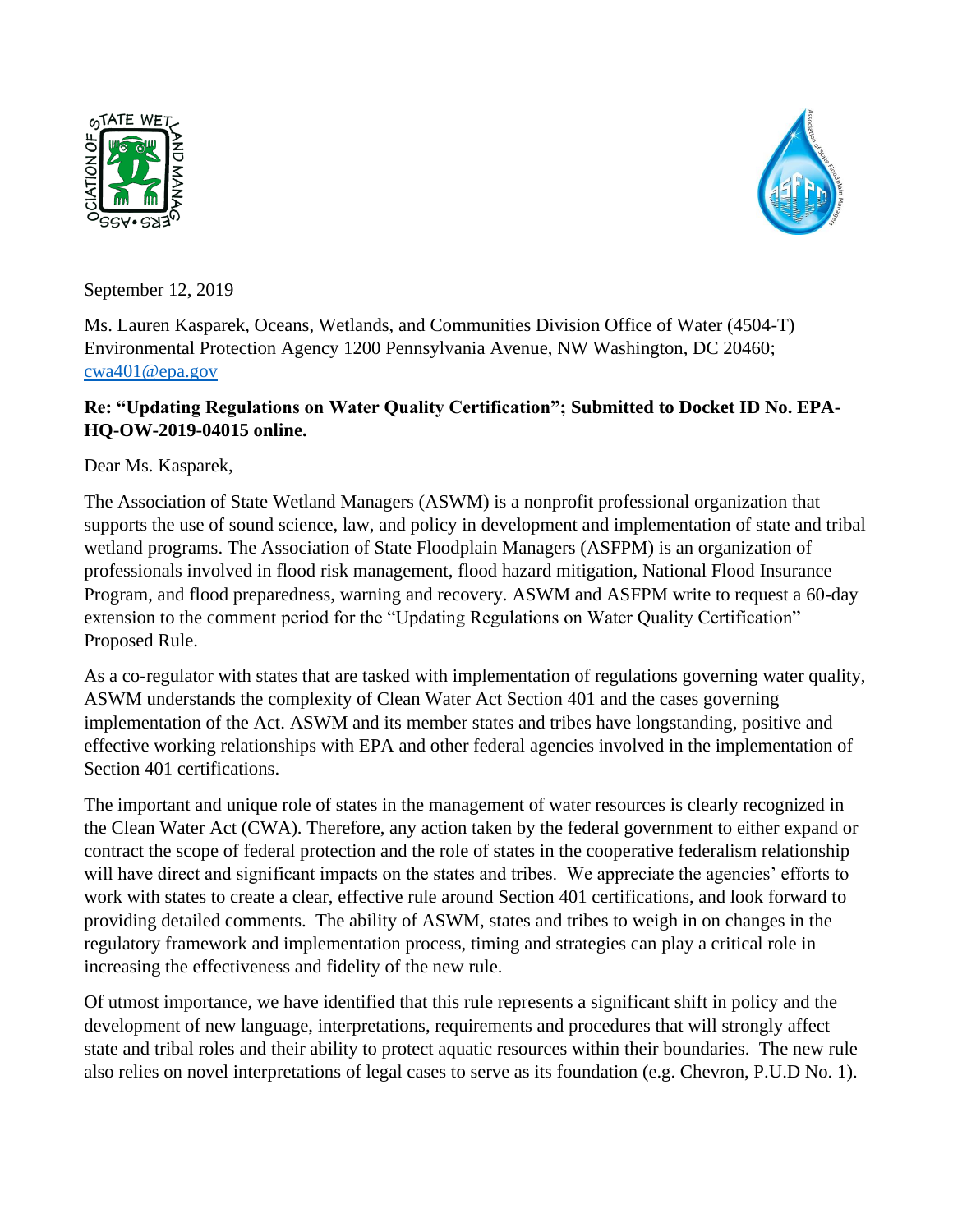September 12, 2019

Ms. Lauren Kasparek, Oceans, Wetlands, and Communities Division Office of Water (4504-T) Environmental Protection Agency 1200 Pennsylvania Avenue, NW Washington, DC 20460; cwa401@epa.gov

**Re: "Updating Regulations on Water Quality Certification"; Submitted to Docket ID No. EPA-HQ-OW-2019-04015 online.**

Dear Ms. Kasparek,

The Association of State Wetland Managers (ASWM) is a nonprofit professional organization that supports the use of sound science, law, and policy in development and implementation of state and tribal wetland programs. The Association of State Floodplain Managers (ASFPM) is an organization of professionals involved in flood risk management, flood hazard mitigation, National Flood Insurance Program, and flood preparedness, warning and recovery. ASWM and ASFPM write to request a 60-day extension to the comment period for the "Updating Regulations on Water Quality Certification" Proposed Rule.

As a co-regulator with states that are tasked with implementation of regulations governing water quality, ASWM understands the complexity of Clean Water Act Section 401 and the cases governing implementation of the Act. ASWM and its member states and tribes have longstanding, positive and effective working relationships with EPA and other federal agencies involved in the implementation of Section 401 certifications.

The important and unique role of states in the management of water resources is clearly recognized in the Clean Water Act (CWA). Therefore, any action taken by the federal government to either expand or contract the scope of federal protection and the role of states in the cooperative federalism relationship will have direct and significant impacts on the states and tribes. We appreciate the agencies' efforts to work with states to create a clear, effective rule around Section 401 certifications, and look forward to providing detailed comments. The ability of ASWM, states and tribes to weigh in on changes in the regulatory framework and implementation process, timing and strategies can play a critical role in increasing the effectiveness and fidelity of the new rule.

Of utmost importance, we have identified that this rule represents a significant shift in policy and the development of new language, interpretations, requirements and procedures that will strongly affect state and tribal roles and their ability to protect aquatic resources within their boundaries. The new rule also relies on novel interpretations of legal cases to serve as its foundation (e.g. Chevron, P.U.D No. 1).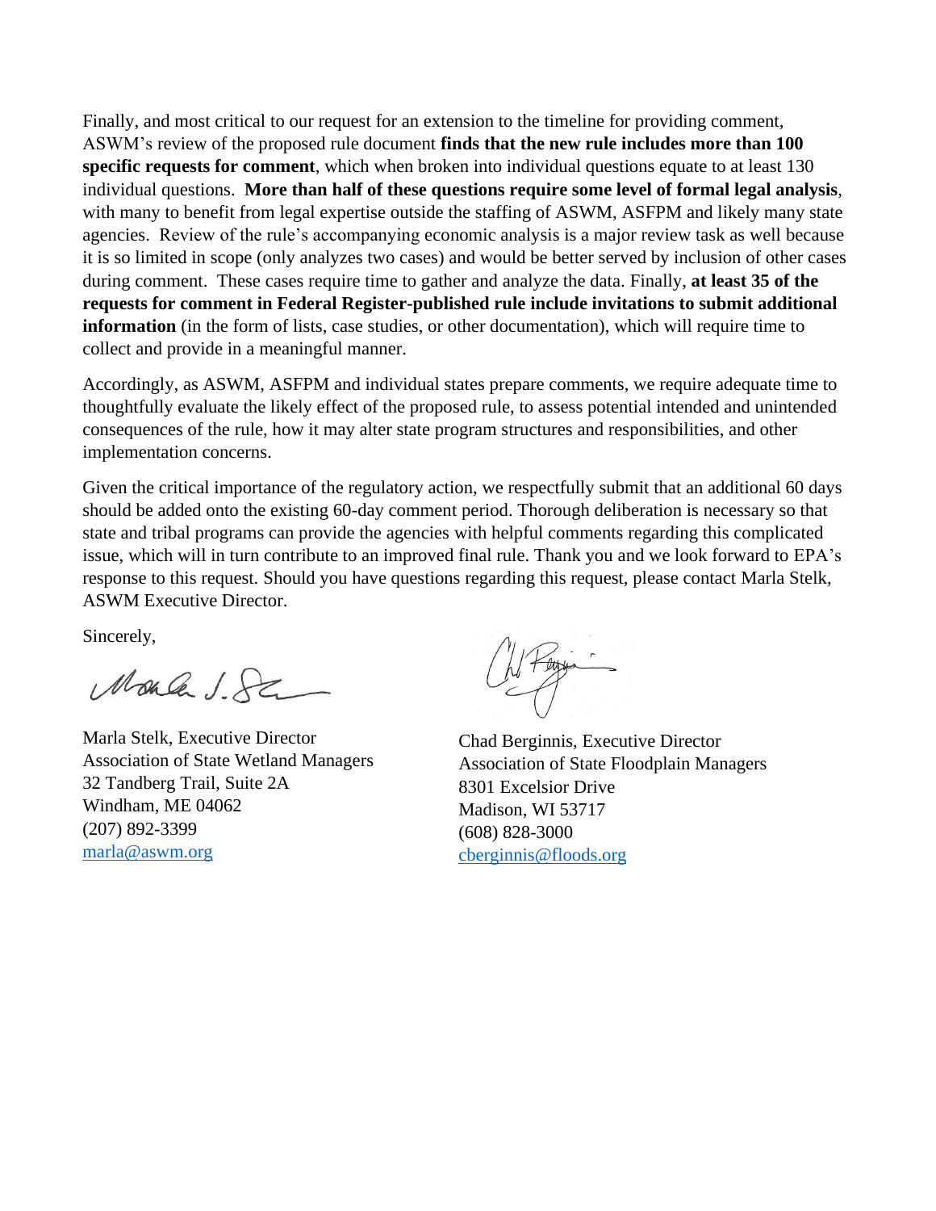Finally, and most critical to our request for an extension to the timeline for providing comment, ASWM's review of the proposed rule document **finds that the new rule includes more than 100 specific requests for comment**, which when broken into individual questions equate to at least 130 individual questions. **More than half of these questions require some level of formal legal analysis**, with many to benefit from legal expertise outside the staffing of ASWM, ASFPM and likely many state agencies. Review of the rule's accompanying economic analysis is a major review task as well because it is so limited in scope (only analyzes two cases) and would be better served by inclusion of other cases during comment. These cases require time to gather and analyze the data. Finally, **at least 35 of the requests for comment in Federal Register-published rule include invitations to submit additional information** (in the form of lists, case studies, or other documentation), which will require time to collect and provide in a meaningful manner.

Accordingly, as ASWM, ASFPM and individual states prepare comments, we require adequate time to thoughtfully evaluate the likely effect of the proposed rule, to assess potential intended and unintended consequences of the rule, how it may alter state program structures and responsibilities, and other implementation concerns.

Given the critical importance of the regulatory action, we respectfully submit that an additional 60 days should be added onto the existing 60-day comment period. Thorough deliberation is necessary so that state and tribal programs can provide the agencies with helpful comments regarding this complicated issue, which will in turn contribute to an improved final rule. Thank you and we look forward to EPA's response to this request. Should you have questions regarding this request, please contact Marla Stelk, ASWM Executive Director.

Sincerely,

Marla Stelk, Executive Director
Association of State Wetland Managers
32 Tandberg Trail, Suite 2A
Windham, ME 04062
(207) 892-3399
marla@aswm.org

Chad Berginnis, Executive Director
Association of State Floodplain Managers
8301 Excelsior Drive
Madison, WI 53717
(608) 828-3000
cberginnis@floods.org